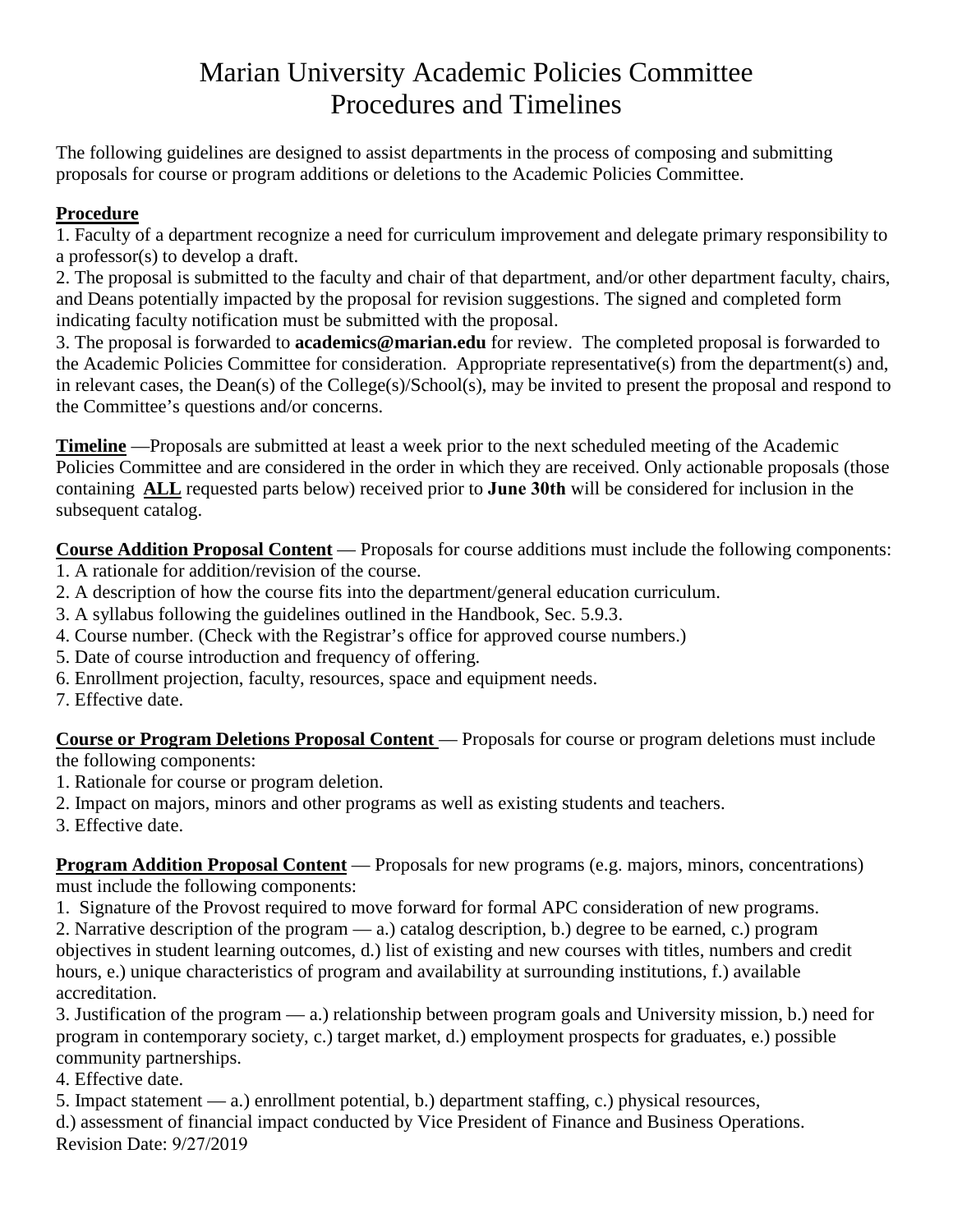# Marian University Academic Policies Committee
# Procedures and Timelines

The following guidelines are designed to assist departments in the process of composing and submitting proposals for course or program additions or deletions to the Academic Policies Committee.

**Procedure**

1. Faculty of a department recognize a need for curriculum improvement and delegate primary responsibility to a professor(s) to develop a draft.
2. The proposal is submitted to the faculty and chair of that department, and/or other department faculty, chairs, and Deans potentially impacted by the proposal for revision suggestions. The signed and completed form indicating faculty notification must be submitted with the proposal.
3. The proposal is forwarded to **academics@marian.edu** for review. The completed proposal is forwarded to the Academic Policies Committee for consideration. Appropriate representative(s) from the department(s) and, in relevant cases, the Dean(s) of the College(s)/School(s), may be invited to present the proposal and respond to the Committee's questions and/or concerns.

**Timeline** —Proposals are submitted at least a week prior to the next scheduled meeting of the Academic Policies Committee and are considered in the order in which they are received. Only actionable proposals (those containing **ALL** requested parts below) received prior to **June 30th** will be considered for inclusion in the subsequent catalog.

**Course Addition Proposal Content** — Proposals for course additions must include the following components:

1. A rationale for addition/revision of the course.
2. A description of how the course fits into the department/general education curriculum.
3. A syllabus following the guidelines outlined in the Handbook, Sec. 5.9.3.
4. Course number. (Check with the Registrar's office for approved course numbers.)
5. Date of course introduction and frequency of offering.
6. Enrollment projection, faculty, resources, space and equipment needs.
7. Effective date.

**Course or Program Deletions Proposal Content** — Proposals for course or program deletions must include the following components:

1. Rationale for course or program deletion.
2. Impact on majors, minors and other programs as well as existing students and teachers.
3. Effective date.

**Program Addition Proposal Content** — Proposals for new programs (e.g. majors, minors, concentrations) must include the following components:

1. Signature of the Provost required to move forward for formal APC consideration of new programs.
2. Narrative description of the program — a.) catalog description, b.) degree to be earned, c.) program objectives in student learning outcomes, d.) list of existing and new courses with titles, numbers and credit hours, e.) unique characteristics of program and availability at surrounding institutions, f.) available accreditation.
3. Justification of the program — a.) relationship between program goals and University mission, b.) need for program in contemporary society, c.) target market, d.) employment prospects for graduates, e.) possible community partnerships.
4. Effective date.
5. Impact statement — a.) enrollment potential, b.) department staffing, c.) physical resources, d.) assessment of financial impact conducted by Vice President of Finance and Business Operations.

Revision Date: 9/27/2019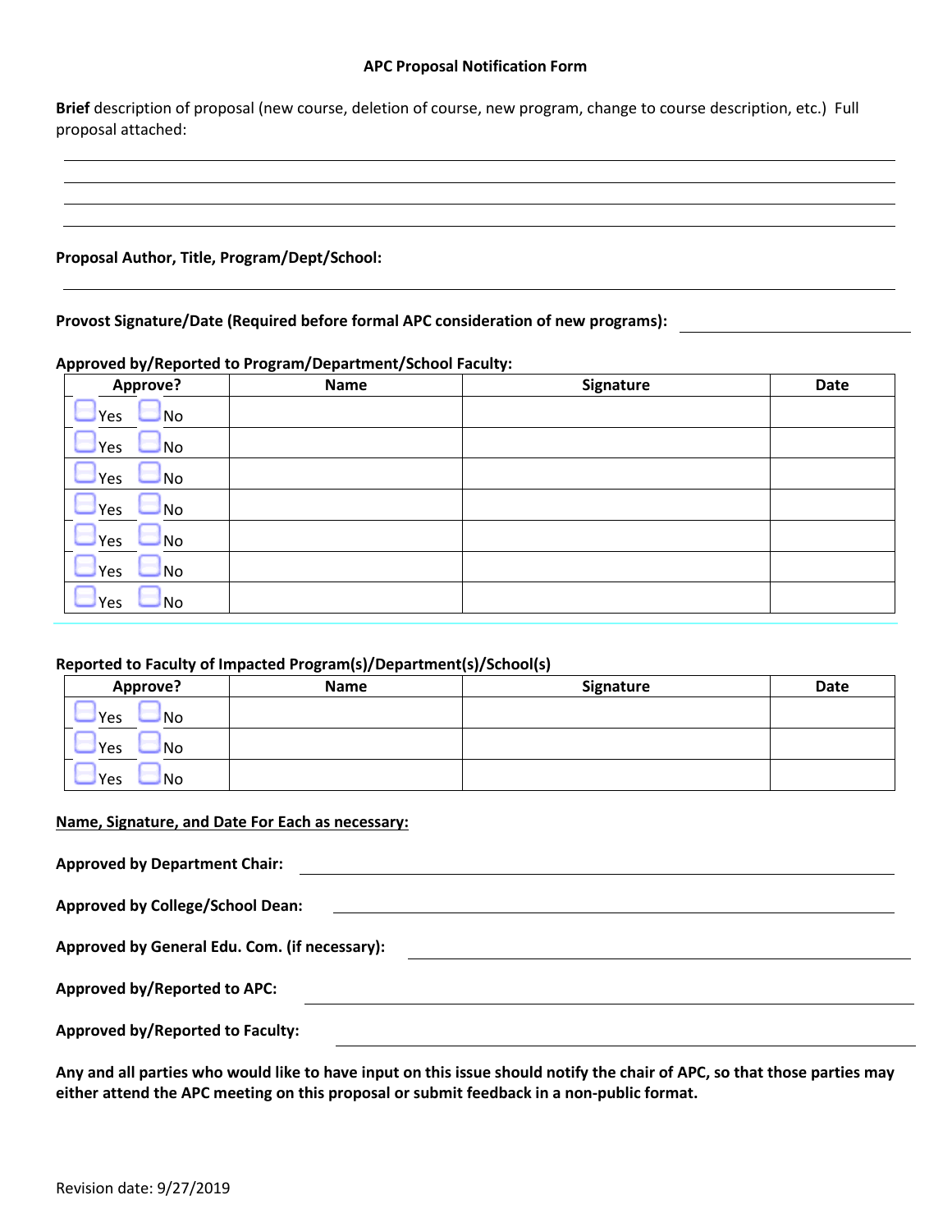**APC Proposal Notification Form**

**Brief** description of proposal (new course, deletion of course, new program, change to course description, etc.) Full proposal attached:

\_\_\_\_\_\_\_\_\_\_\_\_\_\_\_\_\_\_\_\_\_\_\_\_\_\_\_\_\_\_\_\_\_\_\_\_\_\_\_\_\_\_\_\_\_\_\_\_\_\_\_\_\_\_\_\_\_\_\_\_\_\_\_\_\_\_\_\_\_\_\_\_\_\_\_\_\_\_

\_\_\_\_\_\_\_\_\_\_\_\_\_\_\_\_\_\_\_\_\_\_\_\_\_\_\_\_\_\_\_\_\_\_\_\_\_\_\_\_\_\_\_\_\_\_\_\_\_\_\_\_\_\_\_\_\_\_\_\_\_\_\_\_\_\_\_\_\_\_\_\_\_\_\_\_\_\_

\_\_\_\_\_\_\_\_\_\_\_\_\_\_\_\_\_\_\_\_\_\_\_\_\_\_\_\_\_\_\_\_\_\_\_\_\_\_\_\_\_\_\_\_\_\_\_\_\_\_\_\_\_\_\_\_\_\_\_\_\_\_\_\_\_\_\_\_\_\_\_\_\_\_\_\_\_\_

\_\_\_\_\_\_\_\_\_\_\_\_\_\_\_\_\_\_\_\_\_\_\_\_\_\_\_\_\_\_\_\_\_\_\_\_\_\_\_\_\_\_\_\_\_\_\_\_\_\_\_\_\_\_\_\_\_\_\_\_\_\_\_\_\_\_\_\_\_\_\_\_\_\_\_\_\_\_

**Proposal Author, Title, Program/Dept/School:**

\_\_\_\_\_\_\_\_\_\_\_\_\_\_\_\_\_\_\_\_\_\_\_\_\_\_\_\_\_\_\_\_\_\_\_\_\_\_\_\_\_\_\_\_\_\_\_\_\_\_\_\_\_\_\_\_\_\_\_\_\_\_\_\_\_\_\_\_\_\_\_\_\_\_\_\_\_\_

**Provost Signature/Date (Required before formal APC consideration of new programs):** \_\_\_\_\_\_\_\_\_\_\_\_\_\_\_\_\_\_\_\_

**Approved by/Reported to Program/Department/School Faculty:**

| Approve? | Name | Signature | Date |
|---|---|---|---|
| ☐ Yes ☐ No | | | |
| ☐ Yes ☐ No | | | |
| ☐ Yes ☐ No | | | |
| ☐ Yes ☐ No | | | |
| ☐ Yes ☐ No | | | |
| ☐ Yes ☐ No | | | |
| ☐ Yes ☐ No | | | |

**Reported to Faculty of Impacted Program(s)/Department(s)/School(s)**

| Approve? | Name | Signature | Date |
|---|---|---|---|
| ☐ Yes ☐ No | | | |
| ☐ Yes ☐ No | | | |
| ☐ Yes ☐ No | | | |

**<u>Name, Signature, and Date For Each as necessary:</u>**

**Approved by Department Chair:** \_\_\_\_\_\_\_\_\_\_\_\_\_\_\_\_\_\_\_\_\_\_\_\_\_\_\_\_\_\_\_\_\_\_\_\_\_\_\_\_

**Approved by College/School Dean:** \_\_\_\_\_\_\_\_\_\_\_\_\_\_\_\_\_\_\_\_\_\_\_\_\_\_\_\_\_\_\_\_\_\_\_\_\_\_\_\_

**Approved by General Edu. Com. (if necessary):** \_\_\_\_\_\_\_\_\_\_\_\_\_\_\_\_\_\_\_\_\_\_\_\_\_\_\_\_\_\_\_\_\_\_\_\_\_\_\_\_

**Approved by/Reported to APC:** \_\_\_\_\_\_\_\_\_\_\_\_\_\_\_\_\_\_\_\_\_\_\_\_\_\_\_\_\_\_\_\_\_\_\_\_\_\_\_\_

**Approved by/Reported to Faculty:** \_\_\_\_\_\_\_\_\_\_\_\_\_\_\_\_\_\_\_\_\_\_\_\_\_\_\_\_\_\_\_\_\_\_\_\_\_\_\_\_

**Any and all parties who would like to have input on this issue should notify the chair of APC, so that those parties may either attend the APC meeting on this proposal or submit feedback in a non-public format.**

Revision date: 9/27/2019